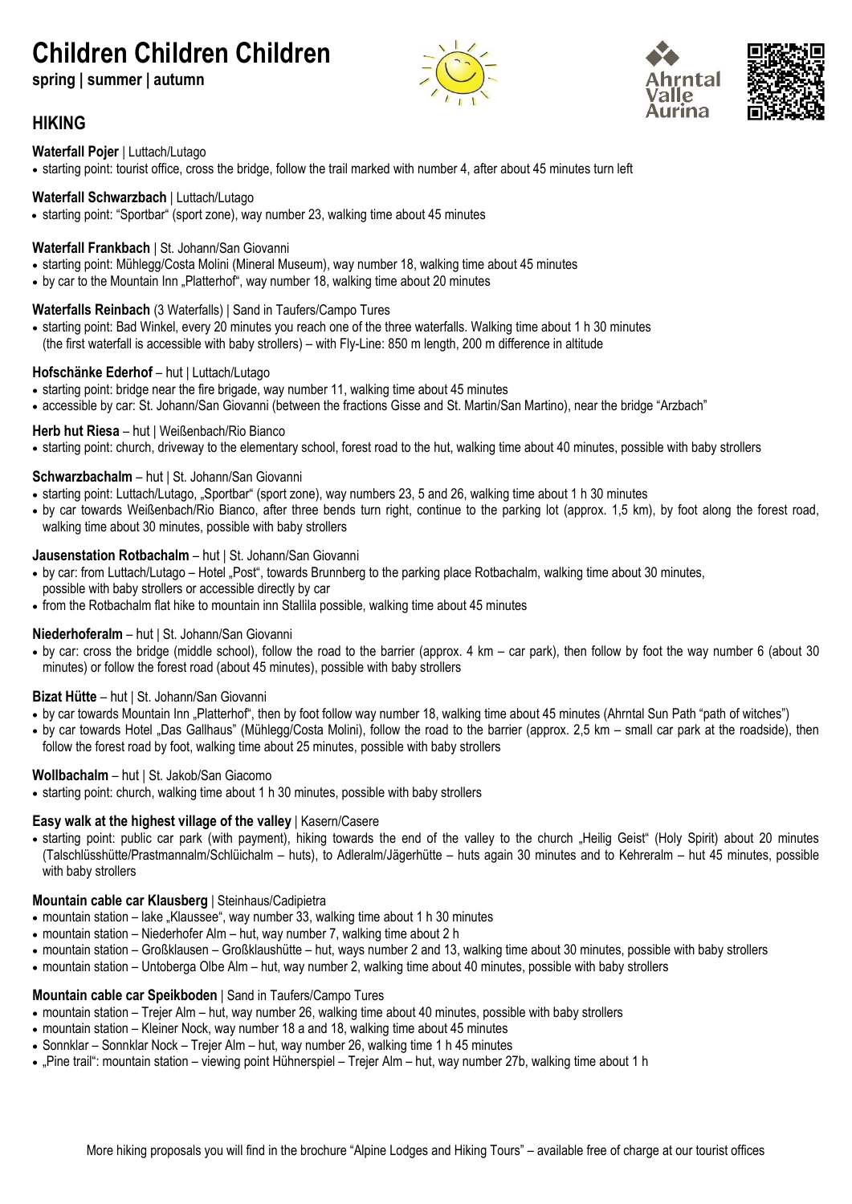# Children Children Children

**spring | summer | autumn**

## HIKING

**Waterfall Pojer** | Luttach/Lutago

- starting point: tourist office, cross the bridge, follow the trail marked with number 4, after about 45 minutes turn left

**Waterfall Schwarzbach** | Luttach/Lutago

- starting point: "Sportbar" (sport zone), way number 23, walking time about 45 minutes

**Waterfall Frankbach** | St. Johann/San Giovanni

- starting point: Mühlegg/Costa Molini (Mineral Museum), way number 18, walking time about 45 minutes
- by car to the Mountain Inn „Platterhof", way number 18, walking time about 20 minutes

**Waterfalls Reinbach** (3 Waterfalls) | Sand in Taufers/Campo Tures

- starting point: Bad Winkel, every 20 minutes you reach one of the three waterfalls. Walking time about 1 h 30 minutes (the first waterfall is accessible with baby strollers) – with Fly-Line: 850 m length, 200 m difference in altitude

**Hofschänke Ederhof** – hut | Luttach/Lutago

- starting point: bridge near the fire brigade, way number 11, walking time about 45 minutes
- accessible by car: St. Johann/San Giovanni (between the fractions Gisse and St. Martin/San Martino), near the bridge "Arzbach"

**Herb hut Riesa** – hut | Weißenbach/Rio Bianco

- starting point: church, driveway to the elementary school, forest road to the hut, walking time about 40 minutes, possible with baby strollers

**Schwarzbachalm** – hut | St. Johann/San Giovanni

- starting point: Luttach/Lutago, „Sportbar" (sport zone), way numbers 23, 5 and 26, walking time about 1 h 30 minutes
- by car towards Weißenbach/Rio Bianco, after three bends turn right, continue to the parking lot (approx. 1,5 km), by foot along the forest road, walking time about 30 minutes, possible with baby strollers

**Jausenstation Rotbachalm** – hut | St. Johann/San Giovanni

- by car: from Luttach/Lutago – Hotel „Post", towards Brunnberg to the parking place Rotbachalm, walking time about 30 minutes, possible with baby strollers or accessible directly by car
- from the Rotbachalm flat hike to mountain inn Stallila possible, walking time about 45 minutes

**Niederhoferalm** – hut | St. Johann/San Giovanni

- by car: cross the bridge (middle school), follow the road to the barrier (approx. 4 km – car park), then follow by foot the way number 6 (about 30 minutes) or follow the forest road (about 45 minutes), possible with baby strollers

**Bizat Hütte** – hut | St. Johann/San Giovanni

- by car towards Mountain Inn „Platterhof", then by foot follow way number 18, walking time about 45 minutes (Ahrntal Sun Path "path of witches")
- by car towards Hotel „Das Gallhaus" (Mühlegg/Costa Molini), follow the road to the barrier (approx. 2,5 km – small car park at the roadside), then follow the forest road by foot, walking time about 25 minutes, possible with baby strollers

**Wollbachalm** – hut | St. Jakob/San Giacomo

- starting point: church, walking time about 1 h 30 minutes, possible with baby strollers

**Easy walk at the highest village of the valley** | Kasern/Casere

- starting point: public car park (with payment), hiking towards the end of the valley to the church „Heilig Geist" (Holy Spirit) about 20 minutes (Talschlüsshütte/Prastmannalm/Schlüichalm – huts), to Adleralm/Jägerhütte – huts again 30 minutes and to Kehreralm – hut 45 minutes, possible with baby strollers

**Mountain cable car Klausberg** | Steinhaus/Cadipietra

- mountain station – lake „Klaussee", way number 33, walking time about 1 h 30 minutes
- mountain station – Niederhofer Alm – hut, way number 7, walking time about 2 h
- mountain station – Großklausen – Großklaushütte – hut, ways number 2 and 13, walking time about 30 minutes, possible with baby strollers
- mountain station – Untoberga Olbe Alm – hut, way number 2, walking time about 40 minutes, possible with baby strollers

**Mountain cable car Speikboden** | Sand in Taufers/Campo Tures

- mountain station – Trejer Alm – hut, way number 26, walking time about 40 minutes, possible with baby strollers
- mountain station – Kleiner Nock, way number 18 a and 18, walking time about 45 minutes
- Sonnklar – Sonnklar Nock – Trejer Alm – hut, way number 26, walking time 1 h 45 minutes
- „Pine trail": mountain station – viewing point Hühnerspiel – Trejer Alm – hut, way number 27b, walking time about 1 h

More hiking proposals you will find in the brochure "Alpine Lodges and Hiking Tours" – available free of charge at our tourist offices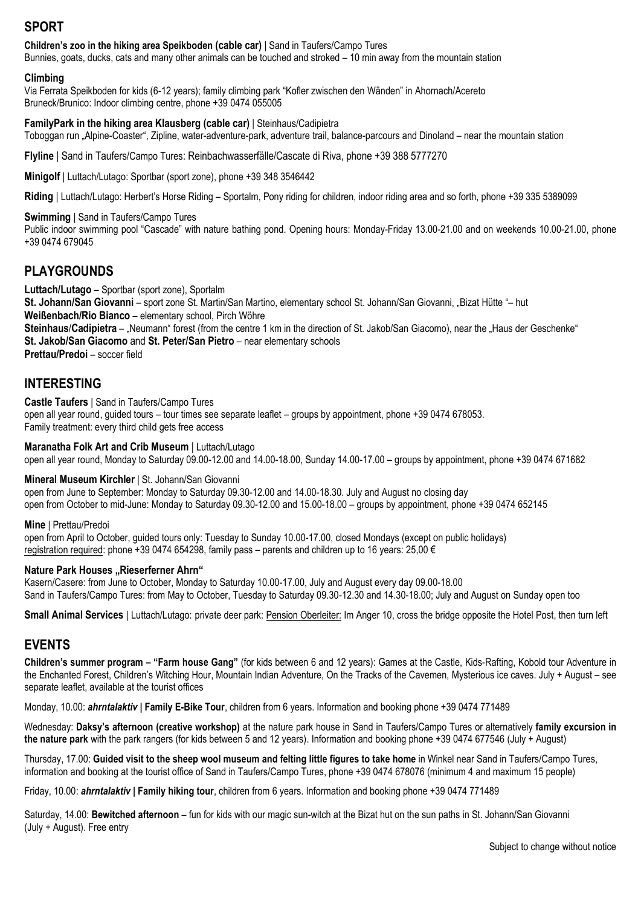## SPORT

**Children's zoo in the hiking area Speikboden (cable car)** | Sand in Taufers/Campo Tures
Bunnies, goats, ducks, cats and many other animals can be touched and stroked – 10 min away from the mountain station

**Climbing**
Via Ferrata Speikboden for kids (6-12 years); family climbing park "Kofler zwischen den Wänden" in Ahornach/Acereto
Bruneck/Brunico: Indoor climbing centre, phone +39 0474 055005

**FamilyPark in the hiking area Klausberg (cable car)** | Steinhaus/Cadipietra
Toboggan run „Alpine-Coaster", Zipline, water-adventure-park, adventure trail, balance-parcours and Dinoland – near the mountain station

**Flyline** | Sand in Taufers/Campo Tures: Reinbachwasserfälle/Cascate di Riva, phone +39 388 5777270

**Minigolf** | Luttach/Lutago: Sportbar (sport zone), phone +39 348 3546442

**Riding** | Luttach/Lutago: Herbert's Horse Riding – Sportalm, Pony riding for children, indoor riding area and so forth, phone +39 335 5389099

**Swimming** | Sand in Taufers/Campo Tures
Public indoor swimming pool "Cascade" with nature bathing pond. Opening hours: Monday-Friday 13.00-21.00 and on weekends 10.00-21.00, phone +39 0474 679045

## PLAYGROUNDS

**Luttach/Lutago** – Sportbar (sport zone), Sportalm
**St. Johann/San Giovanni** – sport zone St. Martin/San Martino, elementary school St. Johann/San Giovanni, „Bizat Hütte "– hut
**Weißenbach/Rio Bianco** – elementary school, Pirch Wöhre
**Steinhaus/Cadipietra** – „Neumann" forest (from the centre 1 km in the direction of St. Jakob/San Giacomo), near the „Haus der Geschenke"
**St. Jakob/San Giacomo** and **St. Peter/San Pietro** – near elementary schools
**Prettau/Predoi** – soccer field

## INTERESTING

**Castle Taufers** | Sand in Taufers/Campo Tures
open all year round, guided tours – tour times see separate leaflet – groups by appointment, phone +39 0474 678053.
Family treatment: every third child gets free access

**Maranatha Folk Art and Crib Museum** | Luttach/Lutago
open all year round, Monday to Saturday 09.00-12.00 and 14.00-18.00, Sunday 14.00-17.00 – groups by appointment, phone +39 0474 671682

**Mineral Museum Kirchler** | St. Johann/San Giovanni
open from June to September: Monday to Saturday 09.30-12.00 and 14.00-18.30. July and August no closing day
open from October to mid-June: Monday to Saturday 09.30-12.00 and 15.00-18.00 – groups by appointment, phone +39 0474 652145

**Mine** | Prettau/Predoi
open from April to October, guided tours only: Tuesday to Sunday 10.00-17.00, closed Mondays (except on public holidays)
registration required: phone +39 0474 654298, family pass – parents and children up to 16 years: 25,00 €

**Nature Park Houses „Rieserferner Ahrn"**
Kasern/Casere: from June to October, Monday to Saturday 10.00-17.00, July and August every day 09.00-18.00
Sand in Taufers/Campo Tures: from May to October, Tuesday to Saturday 09.30-12.30 and 14.30-18.00; July and August on Sunday open too

**Small Animal Services** | Luttach/Lutago: private deer park: Pension Oberleiter: Im Anger 10, cross the bridge opposite the Hotel Post, then turn left

## EVENTS

**Children's summer program – "Farm house Gang"** (for kids between 6 and 12 years): Games at the Castle, Kids-Rafting, Kobold tour Adventure in the Enchanted Forest, Children's Witching Hour, Mountain Indian Adventure, On the Tracks of the Cavemen, Mysterious ice caves. July + August – see separate leaflet, available at the tourist offices

Monday, 10.00: ***ahrntalaktiv* | Family E-Bike Tour**, children from 6 years. Information and booking phone +39 0474 771489

Wednesday: **Daksy's afternoon (creative workshop)** at the nature park house in Sand in Taufers/Campo Tures or alternatively **family excursion in the nature park** with the park rangers (for kids between 5 and 12 years). Information and booking phone +39 0474 677546 (July + August)

Thursday, 17.00: **Guided visit to the sheep wool museum and felting little figures to take home** in Winkel near Sand in Taufers/Campo Tures, information and booking at the tourist office of Sand in Taufers/Campo Tures, phone +39 0474 678076 (minimum 4 and maximum 15 people)

Friday, 10.00: ***ahrntalaktiv* | Family hiking tour**, children from 6 years. Information and booking phone +39 0474 771489

Saturday, 14.00: **Bewitched afternoon** – fun for kids with our magic sun-witch at the Bizat hut on the sun paths in St. Johann/San Giovanni (July + August). Free entry

Subject to change without notice